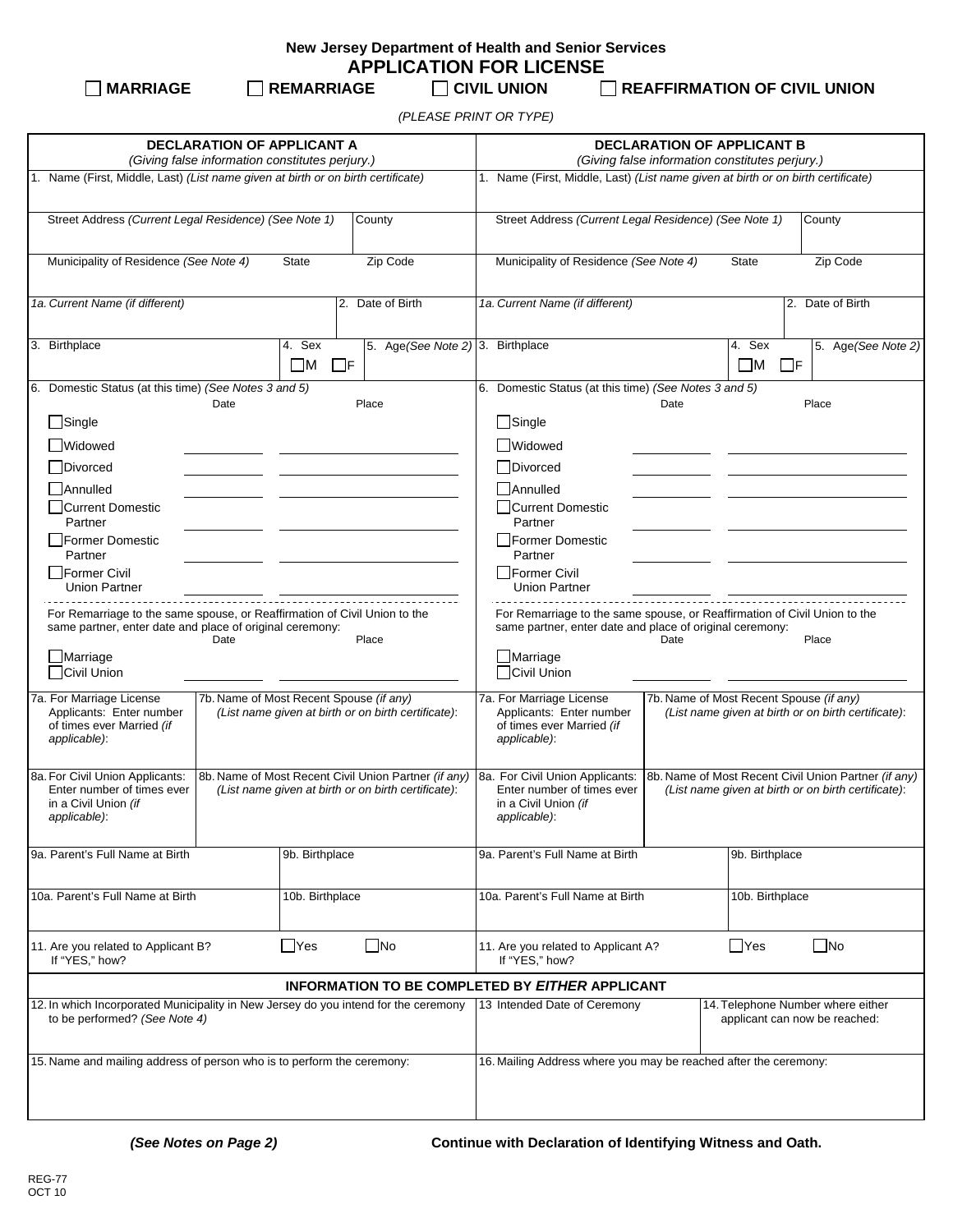**New Jersey Department of Health and Senior Services**

# APPLICATION FOR LICENSE

☐ **MARRIAGE** ☐ **REMARRIAGE** ☐ **CIVIL UNION** ☐ **REAFFIRMATION OF CIVIL UNION**

*(PLEASE PRINT OR TYPE)*

| **DECLARATION OF APPLICANT A** *(Giving false information constitutes perjury.)* | **DECLARATION OF APPLICANT B** *(Giving false information constitutes perjury.)* |
|---|---|
| 1. Name (First, Middle, Last) *(List name given at birth or on birth certificate)* | 1. Name (First, Middle, Last) *(List name given at birth or on birth certificate)* |
| Street Address *(Current Legal Residence) (See Note 1)* / County | Street Address *(Current Legal Residence) (See Note 1)* / County |
| Municipality of Residence *(See Note 4)* / State / Zip Code | Municipality of Residence *(See Note 4)* / State / Zip Code |
| *1a. Current Name (if different)* / 2. Date of Birth | *1a. Current Name (if different)* / 2. Date of Birth |
| 3. Birthplace / 4. Sex ☐M ☐F / 5. Age *(See Note 2)* | 3. Birthplace / 4. Sex ☐M ☐F / 5. Age *(See Note 2)* |
| 6. Domestic Status (at this time) *(See Notes 3 and 5)* — Date / Place<br>☐Single<br>☐Widowed ______ ______<br>☐Divorced ______ ______<br>☐Annulled ______ ______<br>☐Current Domestic Partner ______ ______<br>☐Former Domestic Partner ______ ______<br>☐Former Civil Union Partner ______ ______ | 6. Domestic Status (at this time) *(See Notes 3 and 5)* — Date / Place<br>☐Single<br>☐Widowed ______ ______<br>☐Divorced ______ ______<br>☐Annulled ______ ______<br>☐Current Domestic Partner ______ ______<br>☐Former Domestic Partner ______ ______<br>☐Former Civil Union Partner ______ ______ |
| For Remarriage to the same spouse, or Reaffirmation of Civil Union to the same partner, enter date and place of original ceremony: Date / Place<br>☐Marriage<br>☐Civil Union ______ ______ | For Remarriage to the same spouse, or Reaffirmation of Civil Union to the same partner, enter date and place of original ceremony: Date / Place<br>☐Marriage<br>☐Civil Union ______ ______ |
| 7a. For Marriage License Applicants: Enter number of times ever Married *(if applicable)*: / 7b. Name of Most Recent Spouse *(if any) (List name given at birth or on birth certificate)*: | 7a. For Marriage License Applicants: Enter number of times ever Married *(if applicable)*: / 7b. Name of Most Recent Spouse *(if any) (List name given at birth or on birth certificate)*: |
| 8a. For Civil Union Applicants: Enter number of times ever in a Civil Union *(if applicable)*: / 8b. Name of Most Recent Civil Union Partner *(if any) (List name given at birth or on birth certificate)*: | 8a. For Civil Union Applicants: Enter number of times ever in a Civil Union *(if applicable)*: / 8b. Name of Most Recent Civil Union Partner *(if any) (List name given at birth or on birth certificate)*: |
| 9a. Parent's Full Name at Birth / 9b. Birthplace | 9a. Parent's Full Name at Birth / 9b. Birthplace |
| 10a. Parent's Full Name at Birth / 10b. Birthplace | 10a. Parent's Full Name at Birth / 10b. Birthplace |
| 11. Are you related to Applicant B? ☐Yes ☐No<br>If "YES," how? | 11. Are you related to Applicant A? ☐Yes ☐No<br>If "YES," how? |

**INFORMATION TO BE COMPLETED BY *EITHER* APPLICANT**

| 12. In which Incorporated Municipality in New Jersey do you intend for the ceremony to be performed? *(See Note 4)* | 13 Intended Date of Ceremony | 14. Telephone Number where either applicant can now be reached: |
|---|---|---|
| 15. Name and mailing address of person who is to perform the ceremony: | 16. Mailing Address where you may be reached after the ceremony: | |

***(See Notes on Page 2)*** **Continue with Declaration of Identifying Witness and Oath.**

REG-77
OCT 10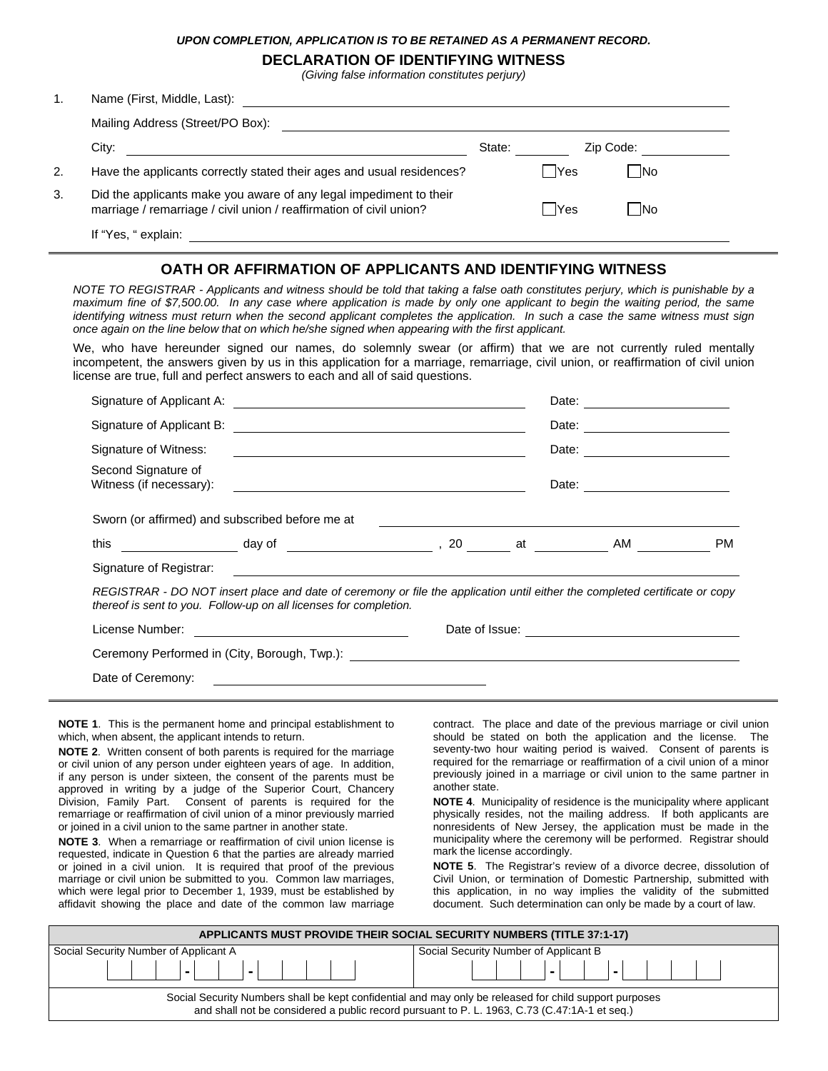*UPON COMPLETION, APPLICATION IS TO BE RETAINED AS A PERMANENT RECORD.*

## DECLARATION OF IDENTIFYING WITNESS

*(Giving false information constitutes perjury)*

1. Name (First, Middle, Last): ______________________

   Mailing Address (Street/PO Box): ______________________

   City: ______________________ State: ________ Zip Code: ________

2. Have the applicants correctly stated their ages and usual residences? ☐ Yes ☐ No

3. Did the applicants make you aware of any legal impediment to their marriage / remarriage / civil union / reaffirmation of civil union? ☐ Yes ☐ No

   If "Yes, " explain: ______________________

## OATH OR AFFIRMATION OF APPLICANTS AND IDENTIFYING WITNESS

*NOTE TO REGISTRAR - Applicants and witness should be told that taking a false oath constitutes perjury, which is punishable by a maximum fine of $7,500.00. In any case where application is made by only one applicant to begin the waiting period, the same identifying witness must return when the second applicant completes the application. In such a case the same witness must sign once again on the line below that on which he/she signed when appearing with the first applicant.*

We, who have hereunder signed our names, do solemnly swear (or affirm) that we are not currently ruled mentally incompetent, the answers given by us in this application for a marriage, remarriage, civil union, or reaffirmation of civil union license are true, full and perfect answers to each and all of said questions.

Signature of Applicant A: ______________________ Date: ____________

Signature of Applicant B: ______________________ Date: ____________

Signature of Witness: ______________________ Date: ____________

Second Signature of Witness (if necessary): ______________________ Date: ____________

Sworn (or affirmed) and subscribed before me at ______________________

this ________ day of ______________, 20 ____ at ________ AM ________ PM

Signature of Registrar: ______________________

*REGISTRAR - DO NOT insert place and date of ceremony or file the application until either the completed certificate or copy thereof is sent to you. Follow-up on all licenses for completion.*

License Number: ______________________ Date of Issue: ______________________

Ceremony Performed in (City, Borough, Twp.): ______________________

Date of Ceremony: ______________________

**NOTE 1**. This is the permanent home and principal establishment to which, when absent, the applicant intends to return.

**NOTE 2**. Written consent of both parents is required for the marriage or civil union of any person under eighteen years of age. In addition, if any person is under sixteen, the consent of the parents must be approved in writing by a judge of the Superior Court, Chancery Division, Family Part. Consent of parents is required for the remarriage or reaffirmation of civil union of a minor previously married or joined in a civil union to the same partner in another state.

**NOTE 3**. When a remarriage or reaffirmation of civil union license is requested, indicate in Question 6 that the parties are already married or joined in a civil union. It is required that proof of the previous marriage or civil union be submitted to you. Common law marriages, which were legal prior to December 1, 1939, must be established by affidavit showing the place and date of the common law marriage contract. The place and date of the previous marriage or civil union should be stated on both the application and the license. The seventy-two hour waiting period is waived. Consent of parents is required for the remarriage or reaffirmation of a civil union of a minor previously joined in a marriage or civil union to the same partner in another state.

**NOTE 4**. Municipality of residence is the municipality where applicant physically resides, not the mailing address. If both applicants are nonresidents of New Jersey, the application must be made in the municipality where the ceremony will be performed. Registrar should mark the license accordingly.

**NOTE 5**. The Registrar's review of a divorce decree, dissolution of Civil Union, or termination of Domestic Partnership, submitted with this application, in no way implies the validity of the submitted document. Such determination can only be made by a court of law.

| APPLICANTS MUST PROVIDE THEIR SOCIAL SECURITY NUMBERS (TITLE 37:1-17) | |
|---|---|
| Social Security Number of Applicant A | Social Security Number of Applicant B |
| ___ ___ ___ - ___ ___ - ___ ___ ___ ___ | ___ ___ ___ - ___ ___ - ___ ___ ___ ___ |

Social Security Numbers shall be kept confidential and may only be released for child support purposes and shall not be considered a public record pursuant to P. L. 1963, C.73 (C.47:1A-1 et seq.)